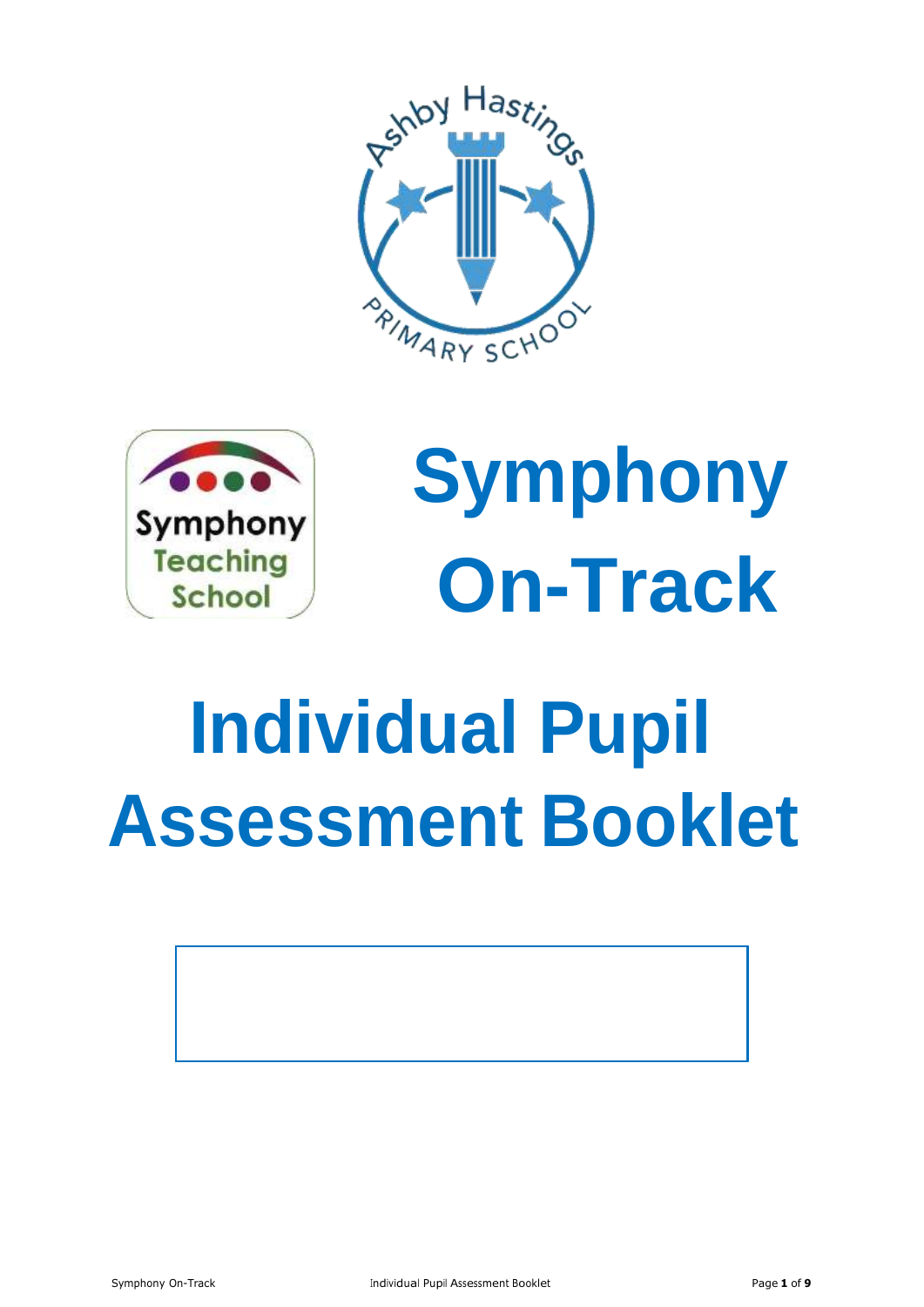Ashby Hastings Primary School

Symphony Teaching School

# Symphony On-Track

# Individual Pupil Assessment Booklet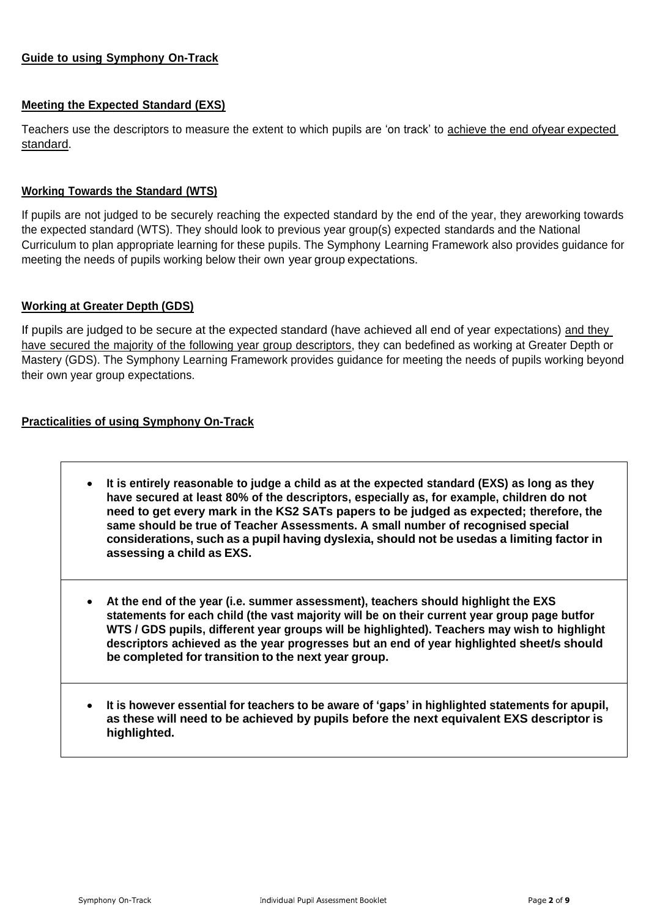**Guide to using Symphony On-Track**

**Meeting the Expected Standard (EXS)**

Teachers use the descriptors to measure the extent to which pupils are 'on track' to achieve the end ofyear expected standard.

**Working Towards the Standard (WTS)**

If pupils are not judged to be securely reaching the expected standard by the end of the year, they areworking towards the expected standard (WTS). They should look to previous year group(s) expected standards and the National Curriculum to plan appropriate learning for these pupils. The Symphony Learning Framework also provides guidance for meeting the needs of pupils working below their own year group expectations.

**Working at Greater Depth (GDS)**

If pupils are judged to be secure at the expected standard (have achieved all end of year expectations) and they have secured the majority of the following year group descriptors, they can bedefined as working at Greater Depth or Mastery (GDS). The Symphony Learning Framework provides guidance for meeting the needs of pupils working beyond their own year group expectations.

**Practicalities of using Symphony On-Track**

- **It is entirely reasonable to judge a child as at the expected standard (EXS) as long as they have secured at least 80% of the descriptors, especially as, for example, children do not need to get every mark in the KS2 SATs papers to be judged as expected; therefore, the same should be true of Teacher Assessments. A small number of recognised special considerations, such as a pupil having dyslexia, should not be usedas a limiting factor in assessing a child as EXS.**

- **At the end of the year (i.e. summer assessment), teachers should highlight the EXS statements for each child (the vast majority will be on their current year group page butfor WTS / GDS pupils, different year groups will be highlighted). Teachers may wish to highlight descriptors achieved as the year progresses but an end of year highlighted sheet/s should be completed for transition to the next year group.**

- **It is however essential for teachers to be aware of 'gaps' in highlighted statements for apupil, as these will need to be achieved by pupils before the next equivalent EXS descriptor is highlighted.**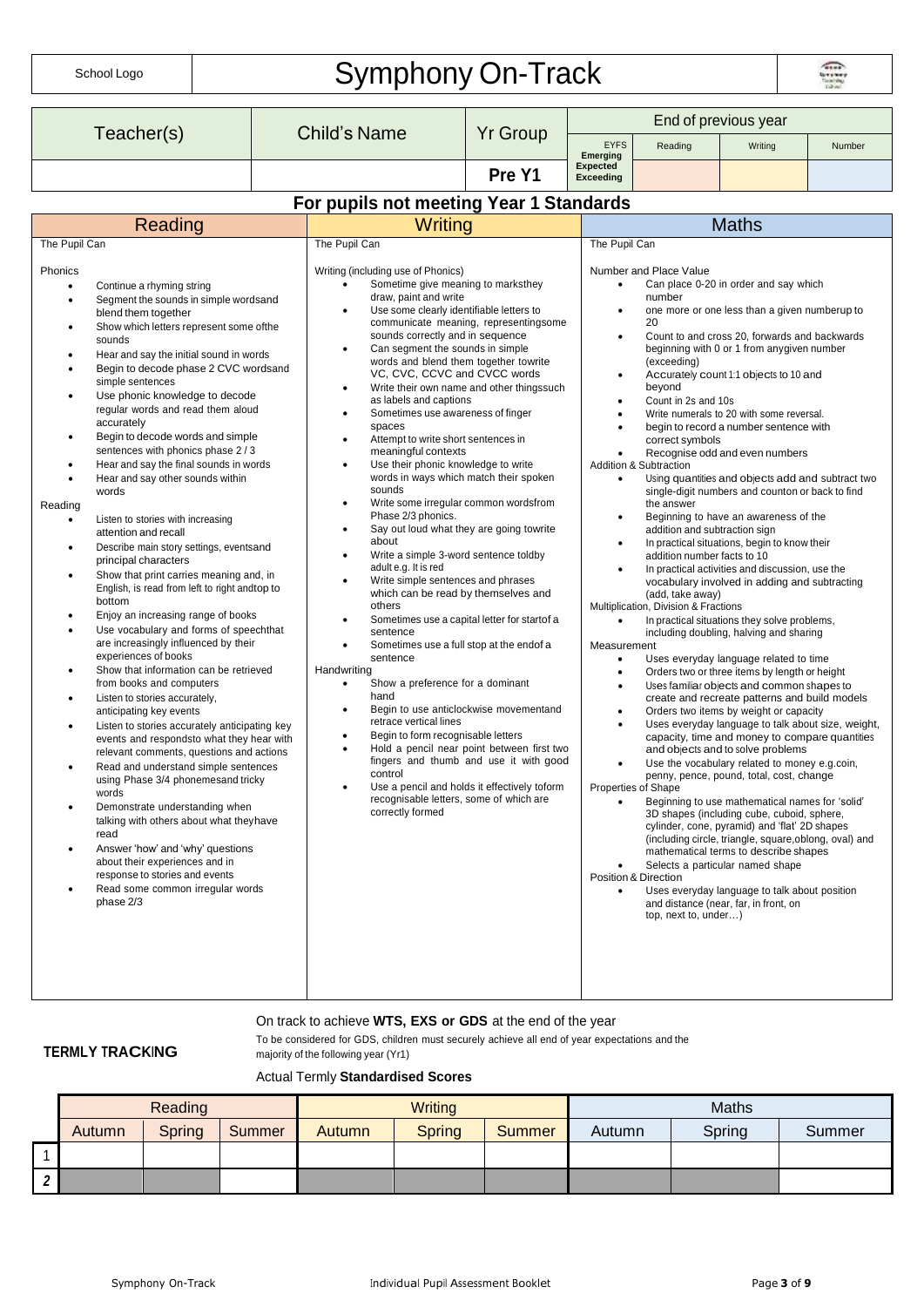| School Logo | Symphony On-Track | |
|---|---|---|

| Teacher(s) | Child's Name | Yr Group | End of previous year | | | |
|---|---|---|---|---|---|---|
| | | | EYFS Emerging Expected Exceeding | Reading | Writing | Number |
| | | **Pre Y1** | | | | |

## For pupils not meeting Year 1 Standards

### Reading

The Pupil Can

Phonics

- Continue a rhyming string
- Segment the sounds in simple wordsand blend them together
- Show which letters represent some ofthe sounds
- Hear and say the initial sound in words
- Begin to decode phase 2 CVC wordsand simple sentences
- Use phonic knowledge to decode regular words and read them aloud accurately
- Begin to decode words and simple sentences with phonics phase 2 / 3
- Hear and say the final sounds in words
- Hear and say other sounds within words

Reading

- Listen to stories with increasing attention and recall
- Describe main story settings, eventsand principal characters
- Show that print carries meaning and, in English, is read from left to right andtop to bottom
- Enjoy an increasing range of books
- Use vocabulary and forms of speechthat are increasingly influenced by their experiences of books
- Show that information can be retrieved from books and computers
- Listen to stories accurately, anticipating key events
- Listen to stories accurately anticipating key events and respondsto what they hear with relevant comments, questions and actions
- Read and understand simple sentences using Phase 3/4 phonemesand tricky words
- Demonstrate understanding when talking with others about what theyhave read
- Answer 'how' and 'why' questions about their experiences and in response to stories and events
- Read some common irregular words phase 2/3

### Writing

The Pupil Can

Writing (including use of Phonics)

- Sometime give meaning to marksthey draw, paint and write
- Use some clearly identifiable letters to communicate meaning, representingsome sounds correctly and in sequence
- Can segment the sounds in simple words and blend them together towrite VC, CVC, CCVC and CVCC words
- Write their own name and other thingssuch as labels and captions
- Sometimes use awareness of finger spaces
- Attempt to write short sentences in meaningful contexts
- Use their phonic knowledge to write words in ways which match their spoken sounds
- Write some irregular common wordsfrom Phase 2/3 phonics.
- Say out loud what they are going towrite about
- Write a simple 3-word sentence toldby adult e.g. It is red
- Write simple sentences and phrases which can be read by themselves and others
- Sometimes use a capital letter for startof a sentence
- Sometimes use a full stop at the endof a sentence

Handwriting

- Show a preference for a dominant hand
- Begin to use anticlockwise movementand retrace vertical lines
- Begin to form recognisable letters
- Hold a pencil near point between first two fingers and thumb and use it with good control
- Use a pencil and holds it effectively toform recognisable letters, some of which are correctly formed

### Maths

The Pupil Can

Number and Place Value

- Can place 0-20 in order and say which number
- one more or one less than a given numberup to 20
- Count to and cross 20, forwards and backwards beginning with 0 or 1 from anygiven number (exceeding)
- Accurately count 1:1 objects to 10 and beyond
- Count in 2s and 10s
- Write numerals to 20 with some reversal.
- begin to record a number sentence with correct symbols
- Recognise odd and even numbers

Addition & Subtraction

- Using quantities and objects add and subtract two single-digit numbers and counton or back to find the answer
- Beginning to have an awareness of the addition and subtraction sign
- In practical situations, begin to know their addition number facts to 10
- In practical activities and discussion, use the vocabulary involved in adding and subtracting (add, take away)

Multiplication, Division & Fractions

- In practical situations they solve problems, including doubling, halving and sharing

Measurement

- Uses everyday language related to time
- Orders two or three items by length or height
- Uses familiar objects and common shapes to create and recreate patterns and build models
- Orders two items by weight or capacity
- Uses everyday language to talk about size, weight, capacity, time and money to compare quantities and objects and to solve problems
- Use the vocabulary related to money e.g.coin, penny, pence, pound, total, cost, change

Properties of Shape

- Beginning to use mathematical names for 'solid' 3D shapes (including cube, cuboid, sphere, cylinder, cone, pyramid) and 'flat' 2D shapes (including circle, triangle, square,oblong, oval) and mathematical terms to describe shapes
- Selects a particular named shape

Position & Direction

- Uses everyday language to talk about position and distance (near, far, in front, on top, next to, under…)

**TERMLY TRACKING**

On track to achieve **WTS, EXS or GDS** at the end of the year

To be considered for GDS, children must securely achieve all end of year expectations and the majority of the following year (Yr1)

Actual Termly **Standardised Scores**

| | Reading | | | Writing | | | Maths | | |
|---|---|---|---|---|---|---|---|---|---|
| | Autumn | Spring | Summer | Autumn | Spring | Summer | Autumn | Spring | Summer |
| 1 | | | | | | | | | |
| *2* | | | | | | | | | |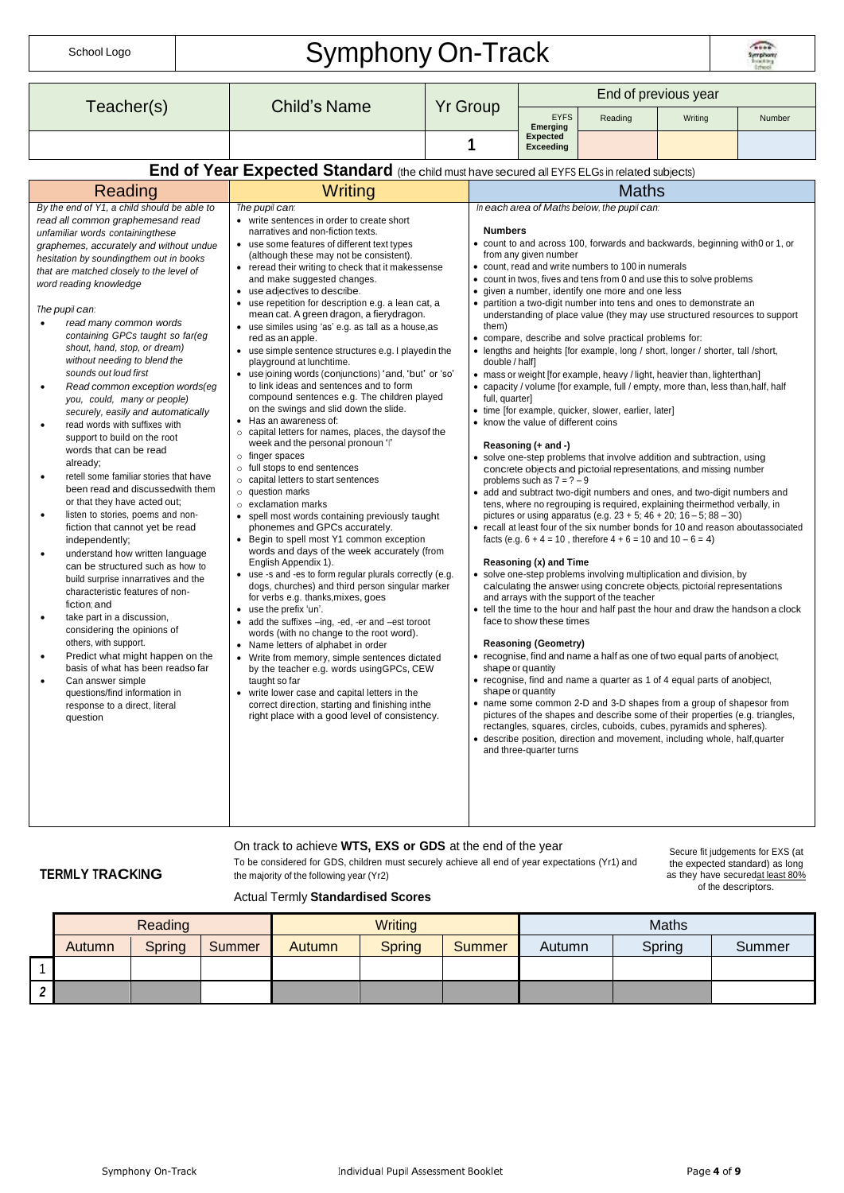| School Logo | Symphony On-Track | |
|---|---|---|

| Teacher(s) | Child's Name | Yr Group | End of previous year | | | |
|---|---|---|---|---|---|---|
| | | | EYFS Emerging Expected Exceeding | Reading | Writing | Number |
| | | 1 | | | | |

## End of Year Expected Standard (the child must have secured all EYFS ELGs in related subjects)

### Reading

*By the end of Y1, a child should be able to read all common graphemes and read unfamiliar words containing these graphemes, accurately and without undue hesitation by sounding them out in books that are matched closely to the level of word reading knowledge*

*The pupil can:*

- *read many common words containing GPCs taught so far (eg shout, hand, stop, or dream) without needing to blend the sounds out loud first*
- *Read common exception words (eg you, could, many or people) securely, easily and automatically*
- read words with suffixes with support to build on the root words that can be read already;
- retell some familiar stories that have been read and discussed with them or that they have acted out;
- listen to stories, poems and non-fiction that cannot yet be read independently;
- understand how written language can be structured such as how to build surprise in narratives and the characteristic features of non-fiction; and
- take part in a discussion, considering the opinions of others, with support.
- Predict what might happen on the basis of what has been read so far
- Can answer simple questions/find information in response to a direct, literal question

### Writing

*The pupil can:*

- write sentences in order to create short narratives and non-fiction texts.
- use some features of different text types (although these may not be consistent).
- reread their writing to check that it makes sense and make suggested changes.
- use adjectives to describe.
- use repetition for description e.g. a lean cat, a mean cat. A green dragon, a fiery dragon.
- use similes using 'as' e.g. as tall as a house, as red as an apple.
- use simple sentence structures e.g. I played in the playground at lunchtime.
- use joining words (conjunctions) 'and, 'but' or 'so' to link ideas and sentences and to form compound sentences e.g. The children played on the swings and slid down the slide.
- Has an awareness of:
  - capital letters for names, places, the days of the week and the personal pronoun 'I'
  - finger spaces
  - full stops to end sentences
  - capital letters to start sentences
  - question marks
  - exclamation marks
- spell most words containing previously taught phonemes and GPCs accurately.
- Begin to spell most Y1 common exception words and days of the week accurately (from English Appendix 1).
- use -s and -es to form regular plurals correctly (e.g. dogs, churches) and third person singular marker for verbs e.g. thanks, mixes, goes
- use the prefix 'un'.
- add the suffixes –ing, -ed, -er and –est to root words (with no change to the root word).
- Name letters of alphabet in order
- Write from memory, simple sentences dictated by the teacher e.g. words using GPCs, CEW taught so far
- write lower case and capital letters in the correct direction, starting and finishing in the right place with a good level of consistency.

### Maths

*In each area of Maths below, the pupil can:*

**Numbers**

- count to and across 100, forwards and backwards, beginning with 0 or 1, or from any given number
- count, read and write numbers to 100 in numerals
- count in twos, fives and tens from 0 and use this to solve problems
- given a number, identify one more and one less
- partition a two-digit number into tens and ones to demonstrate an understanding of place value (they may use structured resources to support them)
- compare, describe and solve practical problems for:
- lengths and heights [for example, long / short, longer / shorter, tall /short, double / half]
- mass or weight [for example, heavy / light, heavier than, lighter than]
- capacity / volume [for example, full / empty, more than, less than, half, half full, quarter]
- time [for example, quicker, slower, earlier, later]
- know the value of different coins

**Reasoning (+ and -)**

- solve one-step problems that involve addition and subtraction, using concrete objects and pictorial representations, and missing number problems such as 7 = ? – 9
- add and subtract two-digit numbers and ones, and two-digit numbers and tens, where no regrouping is required, explaining their method verbally, in pictures or using apparatus (e.g. 23 + 5; 46 + 20; 16 – 5; 88 – 30)
- recall at least four of the six number bonds for 10 and reason about associated facts (e.g. 6 + 4 = 10 , therefore 4 + 6 = 10 and 10 – 6 = 4)

**Reasoning (x) and Time**

- solve one-step problems involving multiplication and division, by calculating the answer using concrete objects, pictorial representations and arrays with the support of the teacher
- tell the time to the hour and half past the hour and draw the hands on a clock face to show these times

**Reasoning (Geometry)**

- recognise, find and name a half as one of two equal parts of an object, shape or quantity
- recognise, find and name a quarter as 1 of 4 equal parts of an object, shape or quantity
- name some common 2-D and 3-D shapes from a group of shapes or from pictures of the shapes and describe some of their properties (e.g. triangles, rectangles, squares, circles, cuboids, cubes, pyramids and spheres).
- describe position, direction and movement, including whole, half, quarter and three-quarter turns

**TERMLY TRACKING**

On track to achieve **WTS, EXS or GDS** at the end of the year

To be considered for GDS, children must securely achieve all end of year expectations (Yr1) and the majority of the following year (Yr2)

Secure fit judgements for EXS (at the expected standard) as long as they have secured at least 80% of the descriptors.

Actual Termly **Standardised Scores**

| | Reading | | | Writing | | | Maths | | |
|---|---|---|---|---|---|---|---|---|---|
| | Autumn | Spring | Summer | Autumn | Spring | Summer | Autumn | Spring | Summer |
| 1 | | | | | | | | | |
| 2 | | | | | | | | | |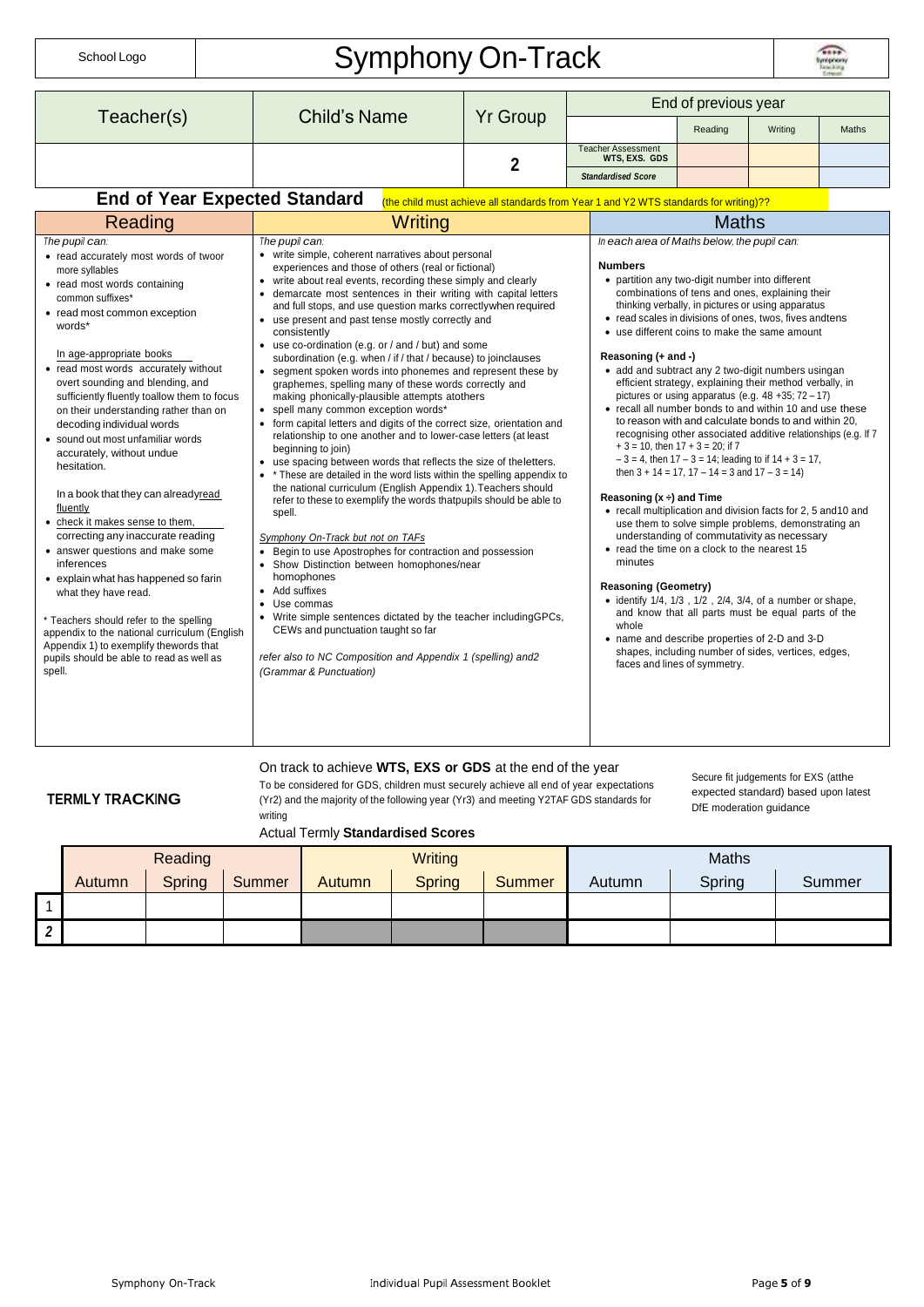| School Logo | Symphony On-Track | |
|---|---|---|

| Teacher(s) | Child's Name | Yr Group | End of previous year | | | |
|---|---|---|---|---|---|---|
| | | | | Reading | Writing | Maths |
| | | 2 | Teacher Assessment WTS, EXS. GDS | | | |
| | | | *Standardised Score* | | | |

## End of Year Expected Standard

(the child must achieve all standards from Year 1 and Y2 WTS standards for writing)??

### Reading

*The pupil can:*

- read accurately most words of twoor more syllables
- read most words containing common suffixes*
- read most common exception words*

In age-appropriate books

- read most words accurately without overt sounding and blending, and sufficiently fluently toallow them to focus on their understanding rather than on decoding individual words
- sound out most unfamiliar words accurately, without undue hesitation.

In a book that they can alreadyread fluently

- check it makes sense to them, correcting any inaccurate reading
- answer questions and make some inferences
- explain what has happened so farin what they have read.

\* Teachers should refer to the spelling appendix to the national curriculum (English Appendix 1) to exemplify thewords that pupils should be able to read as well as spell.

### Writing

*The pupil can:*

- write simple, coherent narratives about personal experiences and those of others (real or fictional)
- write about real events, recording these simply and clearly
- demarcate most sentences in their writing with capital letters and full stops, and use question marks correctlywhen required
- use present and past tense mostly correctly and consistently
- use co-ordination (e.g. or / and / but) and some subordination (e.g. when / if / that / because) to joinclauses
- segment spoken words into phonemes and represent these by graphemes, spelling many of these words correctly and making phonically-plausible attempts atothers
- spell many common exception words*
- form capital letters and digits of the correct size, orientation and relationship to one another and to lower-case letters (at least beginning to join)
- use spacing between words that reflects the size of theletters.
- \* These are detailed in the word lists within the spelling appendix to the national curriculum (English Appendix 1).Teachers should refer to these to exemplify the words thatpupils should be able to spell.

*Symphony On-Track but not on TAFs*

- Begin to use Apostrophes for contraction and possession
- Show Distinction between homophones/near homophones
- Add suffixes
- Use commas
- Write simple sentences dictated by the teacher includingGPCs, CEWs and punctuation taught so far

*refer also to NC Composition and Appendix 1 (spelling) and2 (Grammar & Punctuation)*

### Maths

*In each area of Maths below, the pupil can:*

**Numbers**

- partition any two-digit number into different combinations of tens and ones, explaining their thinking verbally, in pictures or using apparatus
- read scales in divisions of ones, twos, fives andtens
- use different coins to make the same amount

**Reasoning (+ and -)**

- add and subtract any 2 two-digit numbers usingan efficient strategy, explaining their method verbally, in pictures or using apparatus (e.g. 48 +35; 72 – 17)
- recall all number bonds to and within 10 and use these to reason with and calculate bonds to and within 20, recognising other associated additive relationships (e.g. If 7 + 3 = 10, then 17 + 3 = 20; if 7 – 3 = 4, then 17 – 3 = 14; leading to if 14 + 3 = 17, then 3 + 14 = 17, 17 – 14 = 3 and 17 – 3 = 14)

**Reasoning (x ÷) and Time**

- recall multiplication and division facts for 2, 5 and10 and use them to solve simple problems, demonstrating an understanding of commutativity as necessary
- read the time on a clock to the nearest 15 minutes

**Reasoning (Geometry)**

- identify 1/4, 1/3 , 1/2 , 2/4, 3/4, of a number or shape, and know that all parts must be equal parts of the whole
- name and describe properties of 2-D and 3-D shapes, including number of sides, vertices, edges, faces and lines of symmetry.

## TERMLY TRACKING

On track to achieve **WTS, EXS or GDS** at the end of the year

To be considered for GDS, children must securely achieve all end of year expectations (Yr2) and the majority of the following year (Yr3) and meeting Y2TAF GDS standards for writing

Secure fit judgements for EXS (atthe expected standard) based upon latest DfE moderation guidance

Actual Termly **Standardised Scores**

| | Reading | | | Writing | | | Maths | | |
|---|---|---|---|---|---|---|---|---|---|
| | Autumn | Spring | Summer | Autumn | Spring | Summer | Autumn | Spring | Summer |
| 1 | | | | | | | | | |
| *2* | | | | | | | | | |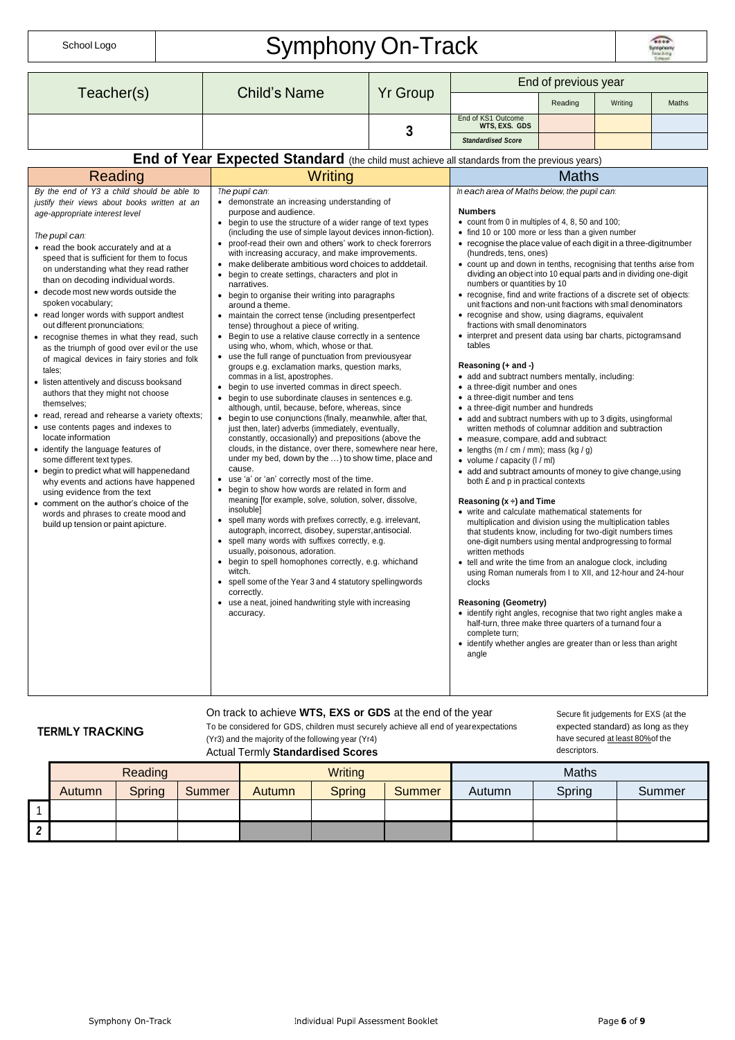| School Logo | Symphony On-Track | |
|---|---|---|

| Teacher(s) | Child's Name | Yr Group | End of previous year | | | |
|---|---|---|---|---|---|---|
| | | | | Reading | Writing | Maths |
| | | 3 | End of KS1 Outcome WTS, EXS. GDS | | | |
| | | | *Standardised Score* | | | |

## End of Year Expected Standard (the child must achieve all standards from the previous years)

### Reading

*By the end of Y3 a child should be able to justify their views about books written at an age-appropriate interest level*

*The pupil can:*

- read the book accurately and at a speed that is sufficient for them to focus on understanding what they read rather than on decoding individual words.
- decode most new words outside the spoken vocabulary;
- read longer words with support and test out different pronunciations;
- recognise themes in what they read, such as the triumph of good over evil or the use of magical devices in fairy stories and folk tales;
- listen attentively and discuss books and authors that they might not choose themselves;
- read, reread and rehearse a variety of texts;
- use contents pages and indexes to locate information
- identify the language features of some different text types.
- begin to predict what will happen and why events and actions have happened using evidence from the text
- comment on the author's choice of the words and phrases to create mood and build up tension or paint a picture.

### Writing

*The pupil can:*

- demonstrate an increasing understanding of purpose and audience.
- begin to use the structure of a wider range of text types (including the use of simple layout devices in non-fiction).
- proof-read their own and others' work to check for errors with increasing accuracy, and make improvements.
- make deliberate ambitious word choices to add detail.
- begin to create settings, characters and plot in narratives.
- begin to organise their writing into paragraphs around a theme.
- maintain the correct tense (including present perfect tense) throughout a piece of writing.
- Begin to use a relative clause correctly in a sentence using who, whom, which, whose or that.
- use the full range of punctuation from previous year groups e.g. exclamation marks, question marks, commas in a list, apostrophes.
- begin to use inverted commas in direct speech.
- begin to use subordinate clauses in sentences e.g. although, until, because, before, whereas, since
- begin to use conjunctions (finally, meanwhile, after that, just then, later) adverbs (immediately, eventually, constantly, occasionally) and prepositions (above the clouds, in the distance, over there, somewhere near here, under my bed, down by the …) to show time, place and cause.
- use 'a' or 'an' correctly most of the time.
- begin to show how words are related in form and meaning [for example, solve, solution, solver, dissolve, insoluble]
- spell many words with prefixes correctly, e.g. irrelevant, autograph, incorrect, disobey, superstar, antisocial.
- spell many words with suffixes correctly, e.g. usually, poisonous, adoration.
- begin to spell homophones correctly, e.g. which and witch.
- spell some of the Year 3 and 4 statutory spelling words correctly.
- use a neat, joined handwriting style with increasing accuracy.

### Maths

*In each area of Maths below, the pupil can:*

**Numbers**

- count from 0 in multiples of 4, 8, 50 and 100;
- find 10 or 100 more or less than a given number
- recognise the place value of each digit in a three-digit number (hundreds, tens, ones)
- count up and down in tenths, recognising that tenths arise from dividing an object into 10 equal parts and in dividing one-digit numbers or quantities by 10
- recognise, find and write fractions of a discrete set of objects: unit fractions and non-unit fractions with small denominators
- recognise and show, using diagrams, equivalent fractions with small denominators
- interpret and present data using bar charts, pictograms and tables

**Reasoning (+ and -)**

- add and subtract numbers mentally, including:
- a three-digit number and ones
- a three-digit number and tens
- a three-digit number and hundreds
- add and subtract numbers with up to 3 digits, using formal written methods of columnar addition and subtraction
- measure, compare, add and subtract:
- lengths (m / cm / mm); mass (kg / g)
- volume / capacity (l / ml)
- add and subtract amounts of money to give change, using both £ and p in practical contexts

**Reasoning (x ÷) and Time**

- write and calculate mathematical statements for multiplication and division using the multiplication tables that students know, including for two-digit numbers times one-digit numbers using mental and progressing to formal written methods
- tell and write the time from an analogue clock, including using Roman numerals from I to XII, and 12-hour and 24-hour clocks

**Reasoning (Geometry)**

- identify right angles, recognise that two right angles make a half-turn, three make three quarters of a turn and four a complete turn;
- identify whether angles are greater than or less than a right angle

## TERMLY TRACKING

On track to achieve **WTS, EXS or GDS** at the end of the year

To be considered for GDS, children must securely achieve all end of year expectations (Yr3) and the majority of the following year (Yr4)

Actual Termly **Standardised Scores**

Secure fit judgements for EXS (at the expected standard) as long as they have secured at least 80% of the descriptors.

| | Reading | | | Writing | | | Maths | | |
|---|---|---|---|---|---|---|---|---|---|
| | Autumn | Spring | Summer | Autumn | Spring | Summer | Autumn | Spring | Summer |
| 1 | | | | | | | | | |
| *2* | | | | | | | | | |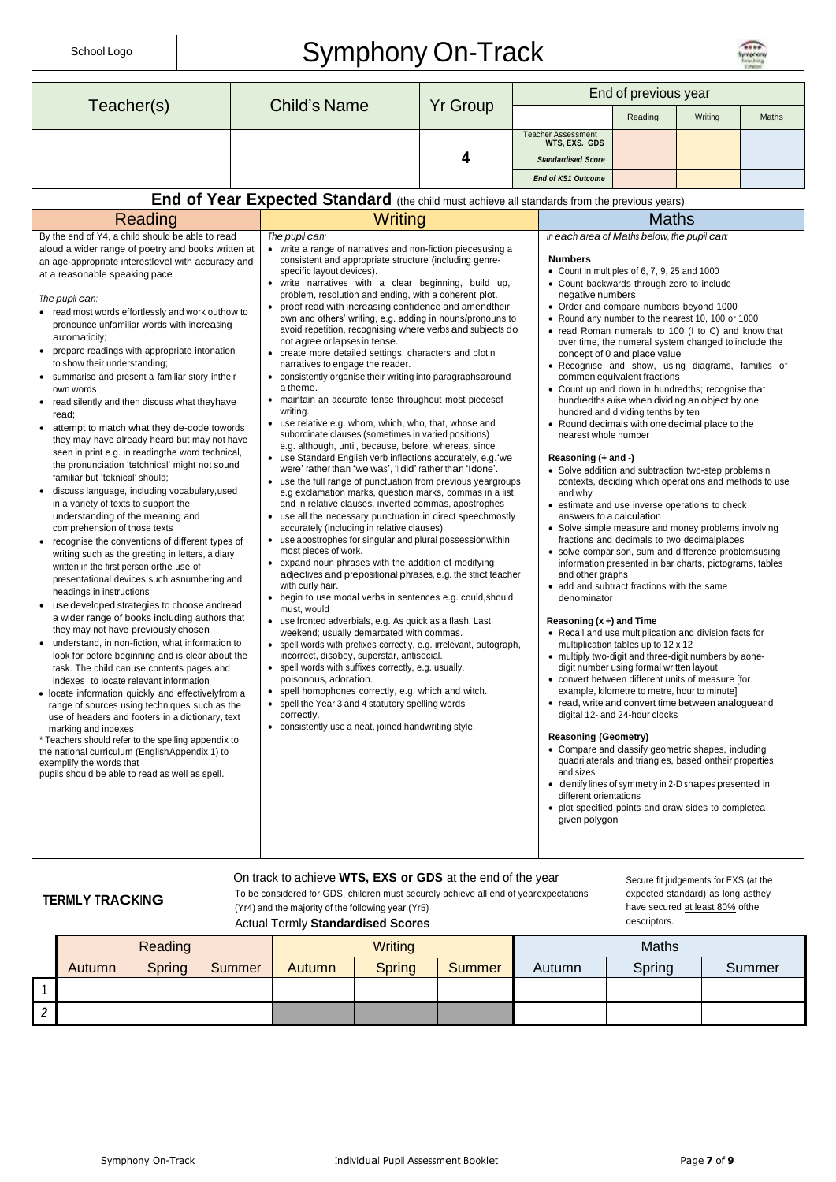| School Logo | Symphony On-Track | |
|---|---|---|

| Teacher(s) | Child's Name | Yr Group | End of previous year | | | |
|---|---|---|---|---|---|---|
| | | | | Reading | Writing | Maths |
| | | 4 | Teacher Assessment WTS, EXS. GDS | | | |
| | | | *Standardised Score* | | | |
| | | | *End of KS1 Outcome* | | | |

## End of Year Expected Standard (the child must achieve all standards from the previous years)

### Reading

By the end of Y4, a child should be able to read aloud a wider range of poetry and books written at an age-appropriate interestlevel with accuracy and at a reasonable speaking pace

*The pupil can:*

- read most words effortlessly and work outhow to pronounce unfamiliar words with increasing automaticity;
- prepare readings with appropriate intonation to show their understanding;
- summarise and present a familiar story intheir own words;
- read silently and then discuss what theyhave read;
- attempt to match what they de-code towords they may have already heard but may not have seen in print e.g. in readingthe word technical, the pronunciation 'tetchnical' might not sound familiar but 'teknical' should;
- discuss language, including vocabulary,used in a variety of texts to support the understanding of the meaning and comprehension of those texts
- recognise the conventions of different types of writing such as the greeting in letters, a diary written in the first person orthe use of presentational devices such asnumbering and headings in instructions
- use developed strategies to choose andread a wider range of books including authors that they may not have previously chosen
- understand, in non-fiction, what information to look for before beginning and is clear about the task. The child canuse contents pages and indexes to locate relevant information
- locate information quickly and effectivelyfrom a range of sources using techniques such as the use of headers and footers in a dictionary, text marking and indexes

* Teachers should refer to the spelling appendix to the national curriculum (EnglishAppendix 1) to exemplify the words that pupils should be able to read as well as spell.

### Writing

*The pupil can:*

- write a range of narratives and non-fiction piecesusing a consistent and appropriate structure (including genre-specific layout devices).
- write narratives with a clear beginning, build up, problem, resolution and ending, with a coherent plot.
- proof read with increasing confidence and amendtheir own and others' writing, e.g. adding in nouns/pronouns to avoid repetition, recognising where verbs and subjects do not agree or lapses in tense.
- create more detailed settings, characters and plotin narratives to engage the reader.
- consistently organise their writing into paragraphsaround a theme.
- maintain an accurate tense throughout most piecesof writing.
- use relative e.g. whom, which, who, that, whose and subordinate clauses (sometimes in varied positions) e.g. although, until, because, before, whereas, since
- use Standard English verb inflections accurately, e.g.'we were' rather than 'we was', 'I did' rather than 'I done'.
- use the full range of punctuation from previous yeargroups e.g exclamation marks, question marks, commas in a list and in relative clauses, inverted commas, apostrophes
- use all the necessary punctuation in direct speechmostly accurately (including in relative clauses).
- use apostrophes for singular and plural possessionwithin most pieces of work.
- expand noun phrases with the addition of modifying adjectives and prepositional phrases, e.g. the strict teacher with curly hair.
- begin to use modal verbs in sentences e.g. could,should must, would
- use fronted adverbials, e.g. As quick as a flash, Last weekend; usually demarcated with commas.
- spell words with prefixes correctly, e.g. irrelevant, autograph, incorrect, disobey, superstar, antisocial.
- spell words with suffixes correctly, e.g. usually, poisonous, adoration.
- spell homophones correctly, e.g. which and witch.
- spell the Year 3 and 4 statutory spelling words correctly.
- consistently use a neat, joined handwriting style.

### Maths

*In each area of Maths below, the pupil can:*

**Numbers**

- Count in multiples of 6, 7, 9, 25 and 1000
- Count backwards through zero to include negative numbers
- Order and compare numbers beyond 1000
- Round any number to the nearest 10, 100 or 1000
- read Roman numerals to 100 (I to C) and know that over time, the numeral system changed to include the concept of 0 and place value
- Recognise and show, using diagrams, families of common equivalent fractions
- Count up and down in hundredths; recognise that hundredths arise when dividing an object by one hundred and dividing tenths by ten
- Round decimals with one decimal place to the nearest whole number

**Reasoning (+ and -)**

- Solve addition and subtraction two-step problemsin contexts, deciding which operations and methods to use and why
- estimate and use inverse operations to check answers to a calculation
- Solve simple measure and money problems involving fractions and decimals to two decimalplaces
- solve comparison, sum and difference problemsusing information presented in bar charts, pictograms, tables and other graphs
- add and subtract fractions with the same denominator

**Reasoning (x ÷) and Time**

- Recall and use multiplication and division facts for multiplication tables up to 12 x 12
- multiply two-digit and three-digit numbers by aone-digit number using formal written layout
- convert between different units of measure [for example, kilometre to metre, hour to minute]
- read, write and convert time between analogueand digital 12- and 24-hour clocks

**Reasoning (Geometry)**

- Compare and classify geometric shapes, including quadrilaterals and triangles, based ontheir properties and sizes
- Identify lines of symmetry in 2-D shapes presented in different orientations
- plot specified points and draw sides to completea given polygon

**TERMLY TRACKING**

On track to achieve **WTS, EXS or GDS** at the end of the year

To be considered for GDS, children must securely achieve all end of yearexpectations (Yr4) and the majority of the following year (Yr5)

Actual Termly **Standardised Scores**

Secure fit judgements for EXS (at the expected standard) as long asthey have secured at least 80% ofthe descriptors.

| | Reading | | | Writing | | | Maths | | |
|---|---|---|---|---|---|---|---|---|---|
| | Autumn | Spring | Summer | Autumn | Spring | Summer | Autumn | Spring | Summer |
| 1 | | | | | | | | | |
| *2* | | | | | | | | | |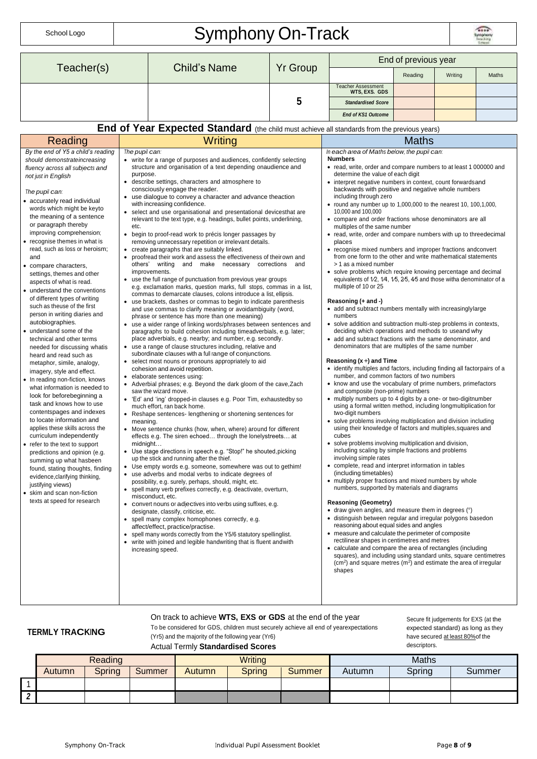| School Logo | # Symphony On-Track | |
|---|---|---|

| Teacher(s) | Child's Name | Yr Group | End of previous year | | | |
|---|---|---|---|---|---|---|
| | | | | Reading | Writing | Maths |
| | | 5 | Teacher Assessment WTS, EXS. GDS | | | |
| | | | Standardised Score | | | |
| | | | End of KS1 Outcome | | | |

## End of Year Expected Standard (the child must achieve all standards from the previous years)

### Reading

*By the end of Y5 a child's reading should demonstrate increasing fluency across all subjects and not just in English*

*The pupil can:*

- accurately read individual words which might be key to the meaning of a sentence or paragraph thereby improving comprehension;
- recognise themes in what is read, such as loss or heroism; and
- compare characters, settings, themes and other aspects of what is read.
- understand the conventions of different types of writing such as the use of the first person in writing diaries and autobiographies.
- understand some of the technical and other terms needed for discussing what is heard and read such as metaphor, simile, analogy, imagery, style and effect.
- In reading non-fiction, knows what information is needed to look for before beginning a task and knows how to use contents pages and indexes to locate information and applies these skills across the curriculum independently
- refer to the text to support predictions and opinion (e.g. summing up what has been found, stating thoughts, finding evidence, clarifying thinking, justifying views)
- skim and scan non-fiction texts at speed for research

### Writing

*The pupil can:*

- write for a range of purposes and audiences, confidently selecting structure and organisation of a text depending on audience and purpose.
- describe settings, characters and atmosphere to consciously engage the reader.
- use dialogue to convey a character and advance the action with increasing confidence.
- select and use organisational and presentational devices that are relevant to the text type, e.g. headings, bullet points, underlining, etc.
- begin to proof-read work to précis longer passages by removing unnecessary repetition or irrelevant details.
- create paragraphs that are suitably linked.
- proofread their work and assess the effectiveness of their own and others' writing and make necessary corrections and improvements.
- use the full range of punctuation from previous year groups e.g. exclamation marks, question marks, full stops, commas in a list, commas to demarcate clauses, colons introduce a list, ellipsis.
- use brackets, dashes or commas to begin to indicate parenthesis and use commas to clarify meaning or avoid ambiguity (word, phrase or sentence has more than one meaning)
- use a wider range of linking words/phrases between sentences and paragraphs to build cohesion including time adverbials, e.g. later; place adverbials, e.g. nearby; and number, e.g. secondly.
- use a range of clause structures including, relative and subordinate clauses with a full range of conjunctions.
- select most nouns or pronouns appropriately to aid cohesion and avoid repetition.
- elaborate sentences using:
- Adverbial phrases; e.g. Beyond the dark gloom of the cave, Zach saw the wizard move.
- 'Ed' and 'ing' dropped-in clauses e.g. Poor Tim, exhausted by so much effort, ran back home.
- Reshape sentences- lengthening or shortening sentences for meaning.
- Move sentence chunks (how, when, where) around for different effects e.g. The siren echoed… through the lonely streets… at midnight…
- Use stage directions in speech e.g. "Stop!" he shouted, picking up the stick and running after the thief.
- Use empty words e.g. someone, somewhere was out to get him!
- use adverbs and modal verbs to indicate degrees of possibility, e.g. surely, perhaps, should, might, etc.
- spell many verb prefixes correctly, e.g. deactivate, overturn, misconduct, etc.
- convert nouns or adjectives into verbs using suffixes, e.g. designate, classify, criticise, etc.
- spell many complex homophones correctly, e.g. affect/effect, practice/practise.
- spell many words correctly from the Y5/6 statutory spelling list.
- write with joined and legible handwriting that is fluent and with increasing speed.

### Maths

*In each area of Maths below, the pupil can:*

**Numbers**

- read, write, order and compare numbers to at least 1 000000 and determine the value of each digit
- interpret negative numbers in context, count forwards and backwards with positive and negative whole numbers including through zero
- round any number up to 1,000,000 to the nearest 10, 100, 1,000, 10,000 and 100,000
- compare and order fractions whose denominators are all multiples of the same number
- read, write, order and compare numbers with up to three decimal places
- recognise mixed numbers and improper fractions and convert from one form to the other and write mathematical statements > 1 as a mixed number
- solve problems which require knowing percentage and decimal equivalents of 1⁄2, 1⁄4, 1⁄5, 2⁄5, 4⁄5 and those with a denominator of a multiple of 10 or 25

**Reasoning (+ and -)**

- add and subtract numbers mentally with increasingly large numbers
- solve addition and subtraction multi-step problems in contexts, deciding which operations and methods to use and why
- add and subtract fractions with the same denominator, and denominators that are multiples of the same number

**Reasoning (x ÷) and Time**

- identify multiples and factors, including finding all factor pairs of a number, and common factors of two numbers
- know and use the vocabulary of prime numbers, prime factors and composite (non-prime) numbers
- multiply numbers up to 4 digits by a one- or two-digit number using a formal written method, including long multiplication for two-digit numbers
- solve problems involving multiplication and division including using their knowledge of factors and multiples, squares and cubes
- solve problems involving multiplication and division, including scaling by simple fractions and problems involving simple rates
- complete, read and interpret information in tables (including timetables)
- multiply proper fractions and mixed numbers by whole numbers, supported by materials and diagrams

**Reasoning (Geometry)**

- draw given angles, and measure them in degrees (°)
- distinguish between regular and irregular polygons based on reasoning about equal sides and angles
- measure and calculate the perimeter of composite rectilinear shapes in centimetres and metres
- calculate and compare the area of rectangles (including squares), and including using standard units, square centimetres ($cm^2$) and square metres ($m^2$) and estimate the area of irregular shapes

**TERMLY TRACKING**

On track to achieve **WTS, EXS or GDS** at the end of the year
To be considered for GDS, children must securely achieve all end of year expectations (Yr5) and the majority of the following year (Yr6)
Actual Termly **Standardised Scores**

Secure fit judgements for EXS (at the expected standard) as long as they have secured at least 80% of the descriptors.

| | Reading | | | Writing | | | Maths | | |
|---|---|---|---|---|---|---|---|---|---|
| | Autumn | Spring | Summer | Autumn | Spring | Summer | Autumn | Spring | Summer |
| 1 | | | | | | | | | |
| 2 | | | | | | | | | |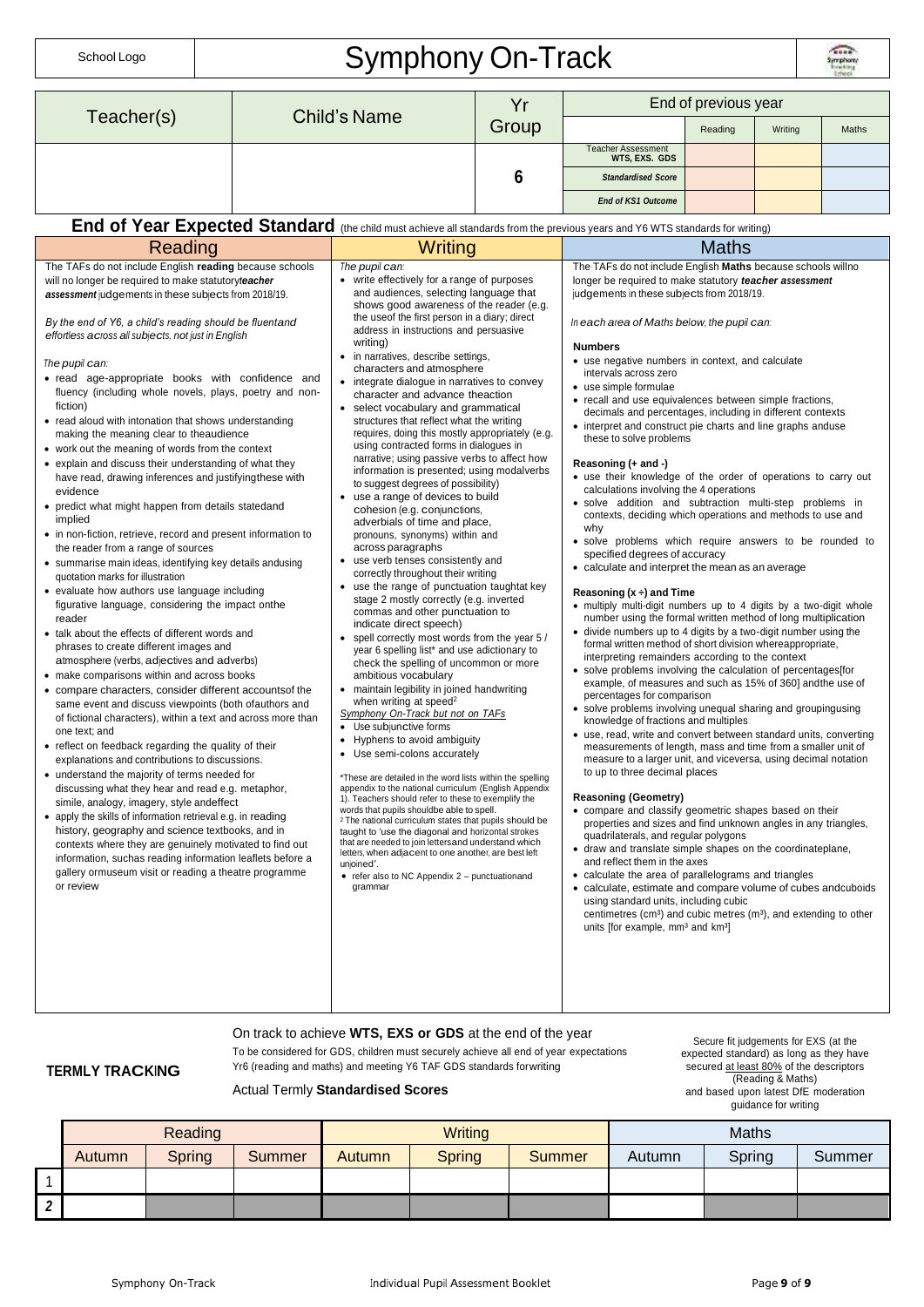School Logo

# Symphony On-Track

| Teacher(s) | Child's Name | Yr Group | End of previous year | | | |
|---|---|---|---|---|---|---|
| | | | | Reading | Writing | Maths |
| | | | Teacher Assessment WTS, EXS. GDS | | | |
| | | 6 | *Standardised Score* | | | |
| | | | *End of KS1 Outcome* | | | |

## End of Year Expected Standard (the child must achieve all standards from the previous years and Y6 WTS standards for writing)

### Reading

The TAFs do not include English **reading** because schools will no longer be required to make statutory ***teacher assessment*** judgements in these subjects from 2018/19.

*By the end of Y6, a child's reading should be fluent and effortless across all subjects, not just in English*

*The pupil can:*

- read age-appropriate books with confidence and fluency (including whole novels, plays, poetry and non-fiction)
- read aloud with intonation that shows understanding making the meaning clear to the audience
- work out the meaning of words from the context
- explain and discuss their understanding of what they have read, drawing inferences and justifying these with evidence
- predict what might happen from details stated and implied
- in non-fiction, retrieve, record and present information to the reader from a range of sources
- summarise main ideas, identifying key details and using quotation marks for illustration
- evaluate how authors use language including figurative language, considering the impact on the reader
- talk about the effects of different words and phrases to create different images and atmosphere (verbs, adjectives and adverbs)
- make comparisons within and across books
- compare characters, consider different accounts of the same event and discuss viewpoints (both of authors and of fictional characters), within a text and across more than one text; and
- reflect on feedback regarding the quality of their explanations and contributions to discussions.
- understand the majority of terms needed for discussing what they hear and read e.g. metaphor, simile, analogy, imagery, style and effect
- apply the skills of information retrieval e.g. in reading history, geography and science textbooks, and in contexts where they are genuinely motivated to find out information, such as reading information leaflets before a gallery or museum visit or reading a theatre programme or review

### Writing

*The pupil can:*

- write effectively for a range of purposes and audiences, selecting language that shows good awareness of the reader (e.g. the use of the first person in a diary; direct address in instructions and persuasive writing)
- in narratives, describe settings, characters and atmosphere
- integrate dialogue in narratives to convey character and advance the action
- select vocabulary and grammatical structures that reflect what the writing requires, doing this mostly appropriately (e.g. using contracted forms in dialogues in narrative; using passive verbs to affect how information is presented; using modal verbs to suggest degrees of possibility)
- use a range of devices to build cohesion (e.g. conjunctions, adverbials of time and place, pronouns, synonyms) within and across paragraphs
- use verb tenses consistently and correctly throughout their writing
- use the range of punctuation taught at key stage 2 mostly correctly (e.g. inverted commas and other punctuation to indicate direct speech)
- spell correctly most words from the year 5 / year 6 spelling list* and use a dictionary to check the spelling of uncommon or more ambitious vocabulary
- maintain legibility in joined handwriting when writing at speed[2]

Symphony On-Track but not on TAFs

- Use subjunctive forms
- Hyphens to avoid ambiguity
- Use semi-colons accurately

*These are detailed in the word lists within the spelling appendix to the national curriculum (English Appendix 1). Teachers should refer to these to exemplify the words that pupils should be able to spell.
[2] The national curriculum states that pupils should be taught to 'use the diagonal and horizontal strokes that are needed to join letters and understand which letters, when adjacent to one another, are best left unjoined'.

- refer also to NC Appendix 2 – punctuation and grammar

### Maths

The TAFs do not include English **Maths** because schools will no longer be required to make statutory ***teacher assessment*** judgements in these subjects from 2018/19.

*In each area of Maths below, the pupil can:*

**Numbers**

- use negative numbers in context, and calculate intervals across zero
- use simple formulae
- recall and use equivalences between simple fractions, decimals and percentages, including in different contexts
- interpret and construct pie charts and line graphs and use these to solve problems

**Reasoning (+ and -)**

- use their knowledge of the order of operations to carry out calculations involving the 4 operations
- solve addition and subtraction multi-step problems in contexts, deciding which operations and methods to use and why
- solve problems which require answers to be rounded to specified degrees of accuracy
- calculate and interpret the mean as an average

**Reasoning (x ÷) and Time**

- multiply multi-digit numbers up to 4 digits by a two-digit whole number using the formal written method of long multiplication
- divide numbers up to 4 digits by a two-digit number using the formal written method of short division where appropriate, interpreting remainders according to the context
- solve problems involving the calculation of percentages [for example, of measures and such as 15% of 360] and the use of percentages for comparison
- solve problems involving unequal sharing and grouping using knowledge of fractions and multiples
- use, read, write and convert between standard units, converting measurements of length, mass and time from a smaller unit of measure to a larger unit, and vice versa, using decimal notation to up to three decimal places

**Reasoning (Geometry)**

- compare and classify geometric shapes based on their properties and sizes and find unknown angles in any triangles, quadrilaterals, and regular polygons
- draw and translate simple shapes on the coordinate plane, and reflect them in the axes
- calculate the area of parallelograms and triangles
- calculate, estimate and compare volume of cubes and cuboids using standard units, including cubic centimetres ($cm^3$) and cubic metres ($m^3$), and extending to other units [for example, $mm^3$ and $km^3$]

**TERMLY TRACKING**

On track to achieve **WTS, EXS or GDS** at the end of the year

To be considered for GDS, children must securely achieve all end of year expectations Yr6 (reading and maths) and meeting Y6 TAF GDS standards for writing

Actual Termly **Standardised Scores**

Secure fit judgements for EXS (at the expected standard) as long as they have secured at least 80% of the descriptors (Reading & Maths) and based upon latest DfE moderation guidance for writing

| | Reading | | | Writing | | | Maths | | |
|---|---|---|---|---|---|---|---|---|---|
| | Autumn | Spring | Summer | Autumn | Spring | Summer | Autumn | Spring | Summer |
| 1 | | | | | | | | | |
| 2 | | | | | | | | | |